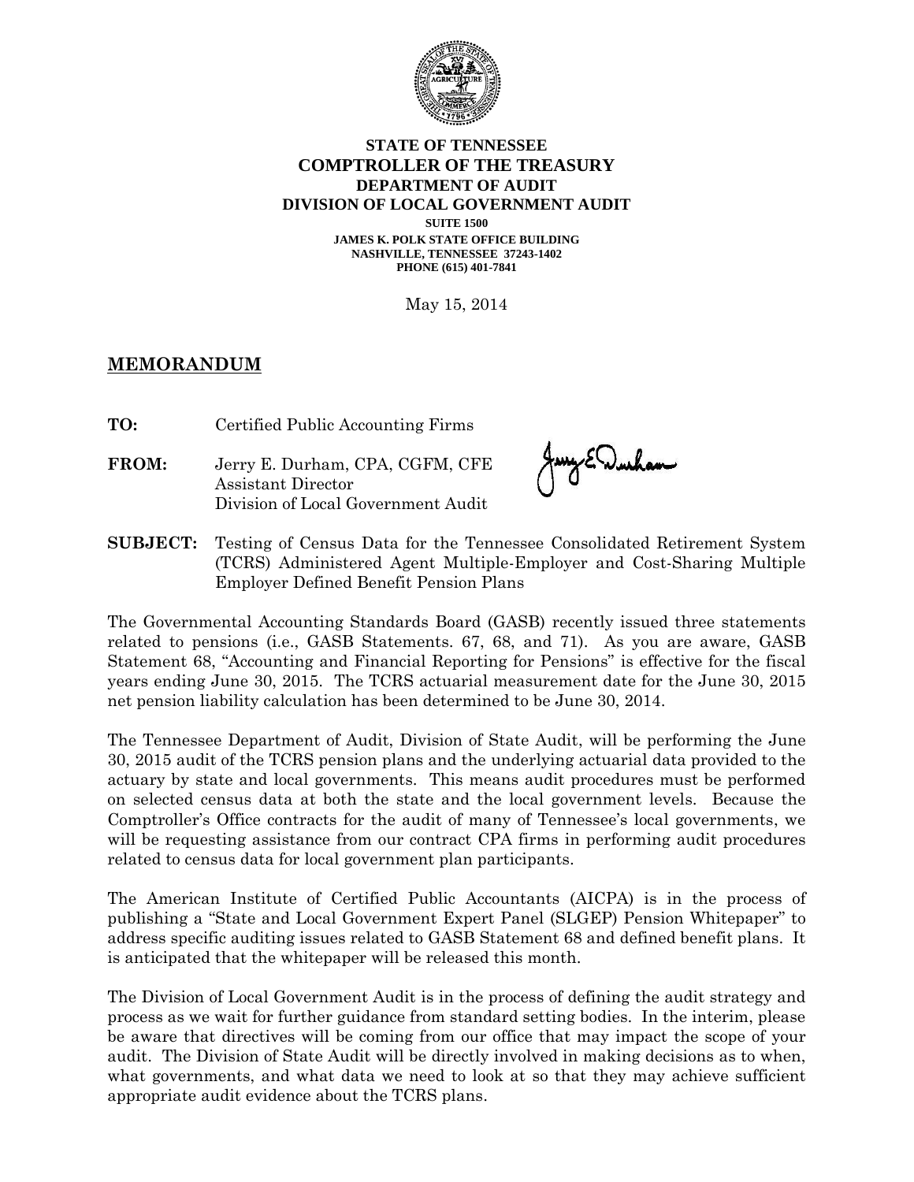**STATE OF TENNESSEE**
**COMPTROLLER OF THE TREASURY**
**DEPARTMENT OF AUDIT**
**DIVISION OF LOCAL GOVERNMENT AUDIT**
**SUITE 1500**
**JAMES K. POLK STATE OFFICE BUILDING**
**NASHVILLE, TENNESSEE 37243-1402**
**PHONE (615) 401-7841**

May 15, 2014

## MEMORANDUM

**TO:** Certified Public Accounting Firms

**FROM:** Jerry E. Durham, CPA, CGFM, CFE
Assistant Director
Division of Local Government Audit

**SUBJECT:** Testing of Census Data for the Tennessee Consolidated Retirement System (TCRS) Administered Agent Multiple-Employer and Cost-Sharing Multiple Employer Defined Benefit Pension Plans

The Governmental Accounting Standards Board (GASB) recently issued three statements related to pensions (i.e., GASB Statements. 67, 68, and 71). As you are aware, GASB Statement 68, "Accounting and Financial Reporting for Pensions" is effective for the fiscal years ending June 30, 2015. The TCRS actuarial measurement date for the June 30, 2015 net pension liability calculation has been determined to be June 30, 2014.

The Tennessee Department of Audit, Division of State Audit, will be performing the June 30, 2015 audit of the TCRS pension plans and the underlying actuarial data provided to the actuary by state and local governments. This means audit procedures must be performed on selected census data at both the state and the local government levels. Because the Comptroller's Office contracts for the audit of many of Tennessee's local governments, we will be requesting assistance from our contract CPA firms in performing audit procedures related to census data for local government plan participants.

The American Institute of Certified Public Accountants (AICPA) is in the process of publishing a "State and Local Government Expert Panel (SLGEP) Pension Whitepaper" to address specific auditing issues related to GASB Statement 68 and defined benefit plans. It is anticipated that the whitepaper will be released this month.

The Division of Local Government Audit is in the process of defining the audit strategy and process as we wait for further guidance from standard setting bodies. In the interim, please be aware that directives will be coming from our office that may impact the scope of your audit. The Division of State Audit will be directly involved in making decisions as to when, what governments, and what data we need to look at so that they may achieve sufficient appropriate audit evidence about the TCRS plans.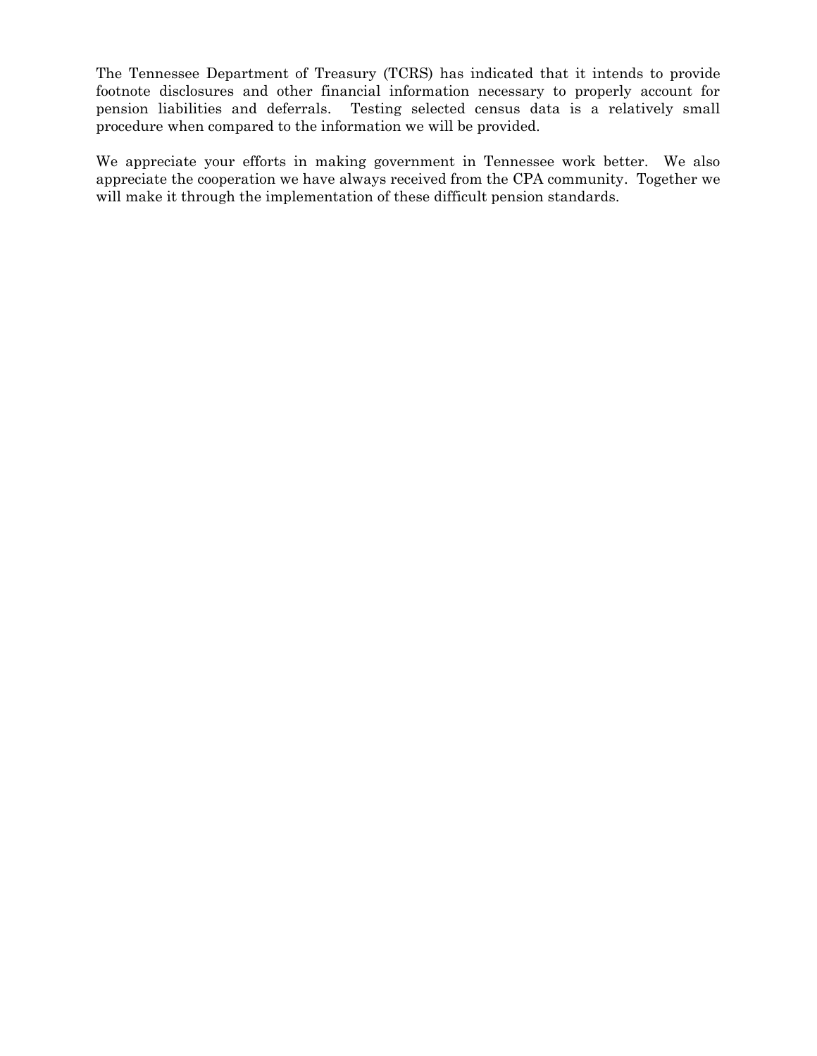The Tennessee Department of Treasury (TCRS) has indicated that it intends to provide footnote disclosures and other financial information necessary to properly account for pension liabilities and deferrals. Testing selected census data is a relatively small procedure when compared to the information we will be provided.

We appreciate your efforts in making government in Tennessee work better. We also appreciate the cooperation we have always received from the CPA community. Together we will make it through the implementation of these difficult pension standards.